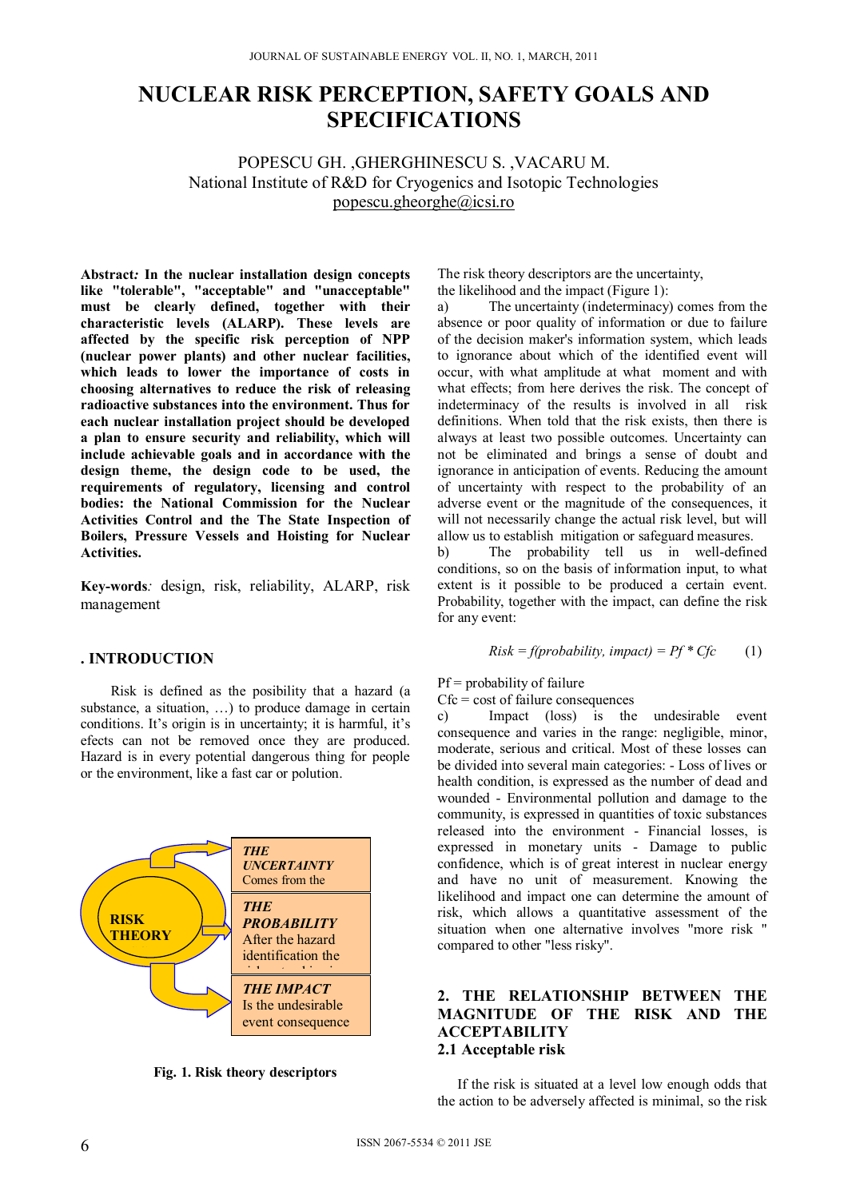# NUCLEAR RISK PERCEPTION, SAFETY GOALS AND SPECIFICATIONS

POPESCU GH. ,GHERGHINESCU S. ,VACARU M.
National Institute of R&D for Cryogenics and Isotopic Technologies
popescu.gheorghe@icsi.ro

**Abstract*:* In the nuclear installation design concepts like "tolerable", "acceptable" and "unacceptable" must be clearly defined, together with their characteristic levels (ALARP). These levels are affected by the specific risk perception of NPP (nuclear power plants) and other nuclear facilities, which leads to lower the importance of costs in choosing alternatives to reduce the risk of releasing radioactive substances into the environment. Thus for each nuclear installation project should be developed a plan to ensure security and reliability, which will include achievable goals and in accordance with the design theme, the design code to be used, the requirements of regulatory, licensing and control bodies: the National Commission for the Nuclear Activities Control and the The State Inspection of Boilers, Pressure Vessels and Hoisting for Nuclear Activities.**

**Key-words***:* design, risk, reliability, ALARP, risk management

## . INTRODUCTION

Risk is defined as the posibility that a hazard (a substance, a situation, …) to produce damage in certain conditions. It's origin is in uncertainty; it is harmful, it's efects can not be removed once they are produced. Hazard is in every potential dangerous thing for people or the environment, like a fast car or polution.

RISK THEORY

***THE UNCERTAINTY*** Comes from the

***THE PROBABILITY*** After the hazard identification the

***THE IMPACT*** Is the undesirable event consequence

**Fig. 1. Risk theory descriptors**

The risk theory descriptors are the uncertainty, the likelihood and the impact (Figure 1):

a) The uncertainty (indeterminacy) comes from the absence or poor quality of information or due to failure of the decision maker's information system, which leads to ignorance about which of the identified event will occur, with what amplitude at what moment and with what effects; from here derives the risk. The concept of indeterminacy of the results is involved in all risk definitions. When told that the risk exists, then there is always at least two possible outcomes. Uncertainty can not be eliminated and brings a sense of doubt and ignorance in anticipation of events. Reducing the amount of uncertainty with respect to the probability of an adverse event or the magnitude of the consequences, it will not necessarily change the actual risk level, but will allow us to establish mitigation or safeguard measures.

b) The probability tell us in well-defined conditions, so on the basis of information input, to what extent is it possible to be produced a certain event. Probability, together with the impact, can define the risk for any event:

$$Risk = f(probability, impact) = Pf * Cfc \qquad (1)$$

Pf = probability of failure
Cfc = cost of failure consequences

c) Impact (loss) is the undesirable event consequence and varies in the range: negligible, minor, moderate, serious and critical. Most of these losses can be divided into several main categories: - Loss of lives or health condition, is expressed as the number of dead and wounded - Environmental pollution and damage to the community, is expressed in quantities of toxic substances released into the environment - Financial losses, is expressed in monetary units - Damage to public confidence, which is of great interest in nuclear energy and have no unit of measurement. Knowing the likelihood and impact one can determine the amount of risk, which allows a quantitative assessment of the situation when one alternative involves "more risk " compared to other "less risky".

## 2. THE RELATIONSHIP BETWEEN THE MAGNITUDE OF THE RISK AND THE ACCEPTABILITY

### 2.1 Acceptable risk

If the risk is situated at a level low enough odds that the action to be adversely affected is minimal, so the risk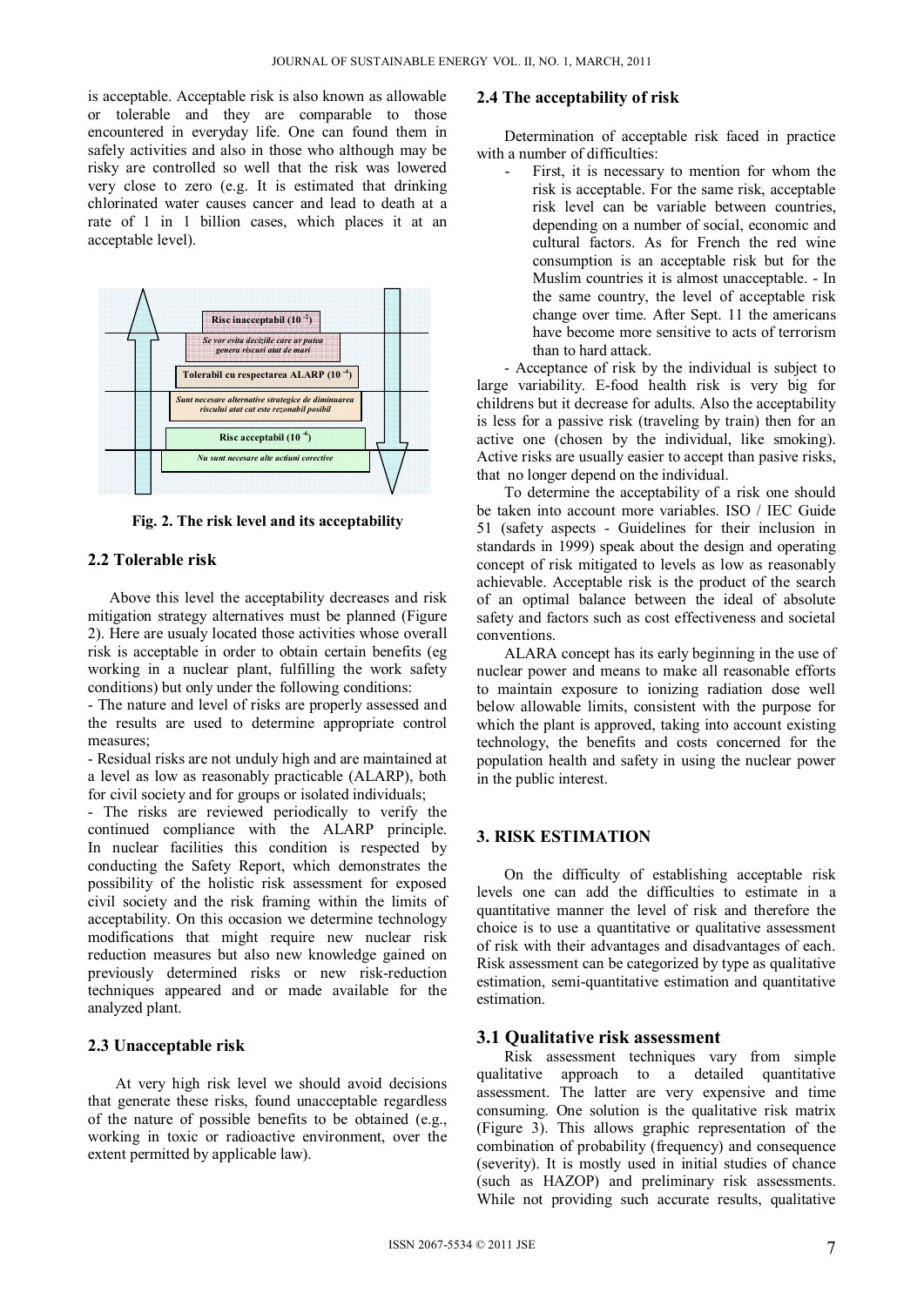is acceptable. Acceptable risk is also known as allowable or tolerable and they are comparable to those encountered in everyday life. One can found them in safely activities and also in those who although may be risky are controlled so well that the risk was lowered very close to zero (e.g. It is estimated that drinking chlorinated water causes cancer and lead to death at a rate of 1 in 1 billion cases, which places it at an acceptable level).

Risc inacceptabil ($10^{-2}$)

*Se vor evita deciziile care ar putea genera riscuri atat de mari*

Tolerabil cu respectarea ALARP ($10^{-4}$)

*Sunt necesare alternative strategice de diminuarea riscului atat cat este rezonabil posibil*

Risc acceptabil ($10^{-6}$)

*Nu sunt necesare alte actiuni corective*

**Fig. 2. The risk level and its acceptability**

## 2.2 Tolerable risk

Above this level the acceptability decreases and risk mitigation strategy alternatives must be planned (Figure 2). Here are usualy located those activities whose overall risk is acceptable in order to obtain certain benefits (eg working in a nuclear plant, fulfilling the work safety conditions) but only under the following conditions:

- The nature and level of risks are properly assessed and the results are used to determine appropriate control measures;
- Residual risks are not unduly high and are maintained at a level as low as reasonably practicable (ALARP), both for civil society and for groups or isolated individuals;
- The risks are reviewed periodically to verify the continued compliance with the ALARP principle. In nuclear facilities this condition is respected by conducting the Safety Report, which demonstrates the possibility of the holistic risk assessment for exposed civil society and the risk framing within the limits of acceptability. On this occasion we determine technology modifications that might require new nuclear risk reduction measures but also new knowledge gained on previously determined risks or new risk-reduction techniques appeared and or made available for the analyzed plant.

## 2.3 Unacceptable risk

At very high risk level we should avoid decisions that generate these risks, found unacceptable regardless of the nature of possible benefits to be obtained (e.g., working in toxic or radioactive environment, over the extent permitted by applicable law).

## 2.4 The acceptability of risk

Determination of acceptable risk faced in practice with a number of difficulties:

- First, it is necessary to mention for whom the risk is acceptable. For the same risk, acceptable risk level can be variable between countries, depending on a number of social, economic and cultural factors. As for French the red wine consumption is an acceptable risk but for the Muslim countries it is almost unacceptable. - In the same country, the level of acceptable risk change over time. After Sept. 11 the americans have become more sensitive to acts of terrorism than to hard attack.

- Acceptance of risk by the individual is subject to large variability. E-food health risk is very big for childrens but it decrease for adults. Also the acceptability is less for a passive risk (traveling by train) then for an active one (chosen by the individual, like smoking). Active risks are usually easier to accept than pasive risks, that no longer depend on the individual.

To determine the acceptability of a risk one should be taken into account more variables. ISO / IEC Guide 51 (safety aspects - Guidelines for their inclusion in standards in 1999) speak about the design and operating concept of risk mitigated to levels as low as reasonably achievable. Acceptable risk is the product of the search of an optimal balance between the ideal of absolute safety and factors such as cost effectiveness and societal conventions.

ALARA concept has its early beginning in the use of nuclear power and means to make all reasonable efforts to maintain exposure to ionizing radiation dose well below allowable limits, consistent with the purpose for which the plant is approved, taking into account existing technology, the benefits and costs concerned for the population health and safety in using the nuclear power in the public interest.

# 3. RISK ESTIMATION

On the difficulty of establishing acceptable risk levels one can add the difficulties to estimate in a quantitative manner the level of risk and therefore the choice is to use a quantitative or qualitative assessment of risk with their advantages and disadvantages of each. Risk assessment can be categorized by type as qualitative estimation, semi-quantitative estimation and quantitative estimation.

## 3.1 Qualitative risk assessment

Risk assessment techniques vary from simple qualitative approach to a detailed quantitative assessment. The latter are very expensive and time consuming. One solution is the qualitative risk matrix (Figure 3). This allows graphic representation of the combination of probability (frequency) and consequence (severity). It is mostly used in initial studies of chance (such as HAZOP) and preliminary risk assessments. While not providing such accurate results, qualitative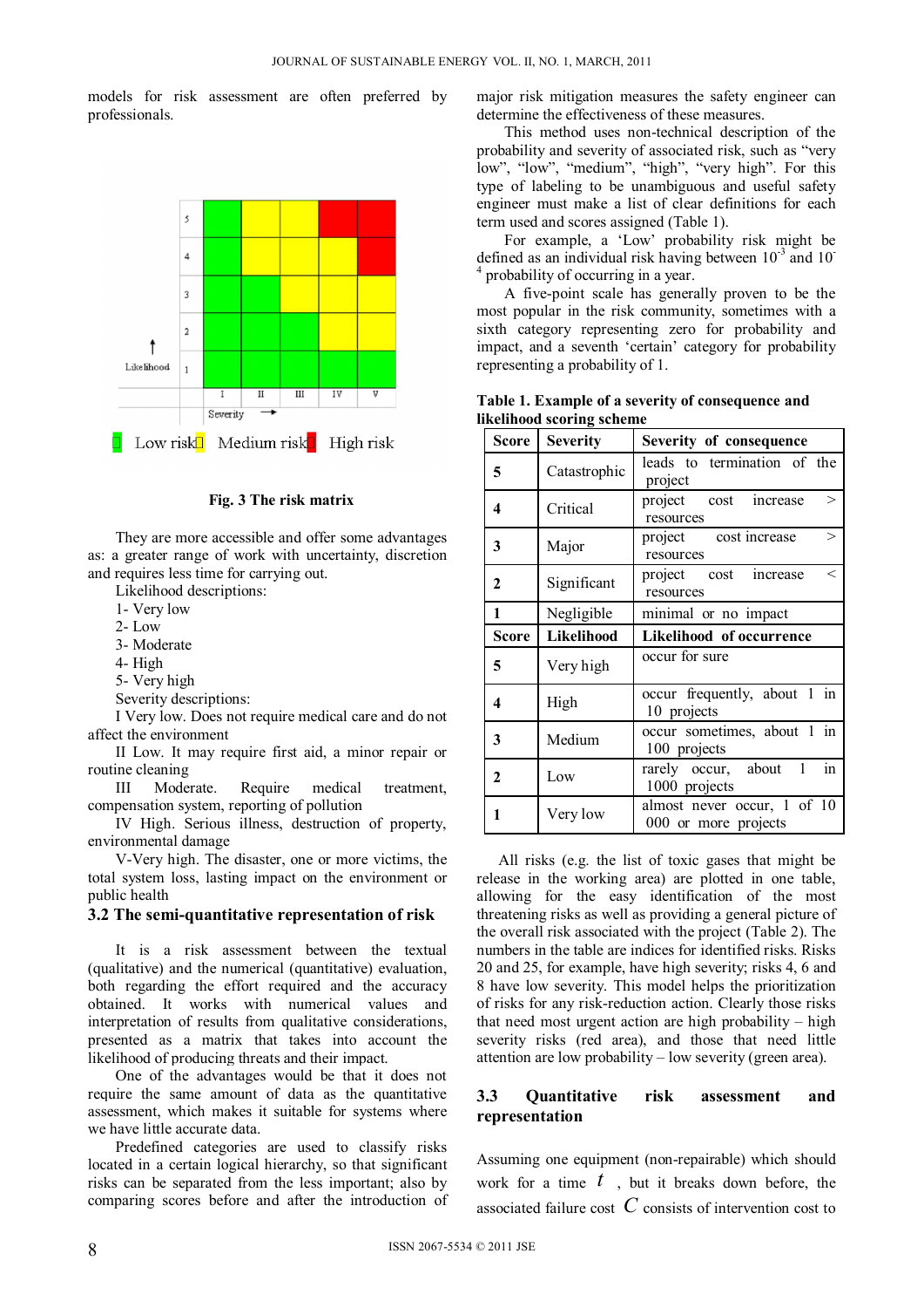models for risk assessment are often preferred by professionals.

Fig. 3 The risk matrix

They are more accessible and offer some advantages as: a greater range of work with uncertainty, discretion and requires less time for carrying out.

Likelihood descriptions:

1- Very low
2- Low
3- Moderate
4- High
5- Very high

Severity descriptions:

I Very low. Does not require medical care and do not affect the environment

II Low. It may require first aid, a minor repair or routine cleaning

III Moderate. Require medical treatment, compensation system, reporting of pollution

IV High. Serious illness, destruction of property, environmental damage

V-Very high. The disaster, one or more victims, the total system loss, lasting impact on the environment or public health

### 3.2 The semi-quantitative representation of risk

It is a risk assessment between the textual (qualitative) and the numerical (quantitative) evaluation, both regarding the effort required and the accuracy obtained. It works with numerical values and interpretation of results from qualitative considerations, presented as a matrix that takes into account the likelihood of producing threats and their impact.

One of the advantages would be that it does not require the same amount of data as the quantitative assessment, which makes it suitable for systems where we have little accurate data.

Predefined categories are used to classify risks located in a certain logical hierarchy, so that significant risks can be separated from the less important; also by comparing scores before and after the introduction of major risk mitigation measures the safety engineer can determine the effectiveness of these measures.

This method uses non-technical description of the probability and severity of associated risk, such as "very low", "low", "medium", "high", "very high". For this type of labeling to be unambiguous and useful safety engineer must make a list of clear definitions for each term used and scores assigned (Table 1).

For example, a 'Low' probability risk might be defined as an individual risk having between $10^{-3}$ and $10^{-4}$ probability of occurring in a year.

A five-point scale has generally proven to be the most popular in the risk community, sometimes with a sixth category representing zero for probability and impact, and a seventh 'certain' category for probability representing a probability of 1.

**Table 1. Example of a severity of consequence and likelihood scoring scheme**

| Score | Severity | Severity of consequence |
|---|---|---|
| 5 | Catastrophic | leads to termination of the project |
| 4 | Critical | project cost increase > resources |
| 3 | Major | project cost increase > resources |
| 2 | Significant | project cost increase < resources |
| 1 | Negligible | minimal or no impact |
| **Score** | **Likelihood** | **Likelihood of occurrence** |
| 5 | Very high | occur for sure |
| 4 | High | occur frequently, about 1 in 10 projects |
| 3 | Medium | occur sometimes, about 1 in 100 projects |
| 2 | Low | rarely occur, about 1 in 1000 projects |
| 1 | Very low | almost never occur, 1 of 10 000 or more projects |

All risks (e.g. the list of toxic gases that might be release in the working area) are plotted in one table, allowing for the easy identification of the most threatening risks as well as providing a general picture of the overall risk associated with the project (Table 2). The numbers in the table are indices for identified risks. Risks 20 and 25, for example, have high severity; risks 4, 6 and 8 have low severity. This model helps the prioritization of risks for any risk-reduction action. Clearly those risks that need most urgent action are high probability – high severity risks (red area), and those that need little attention are low probability – low severity (green area).

### 3.3 Quantitative risk assessment and representation

Assuming one equipment (non-repairable) which should work for a time $t$, but it breaks down before, the associated failure cost $C$ consists of intervention cost to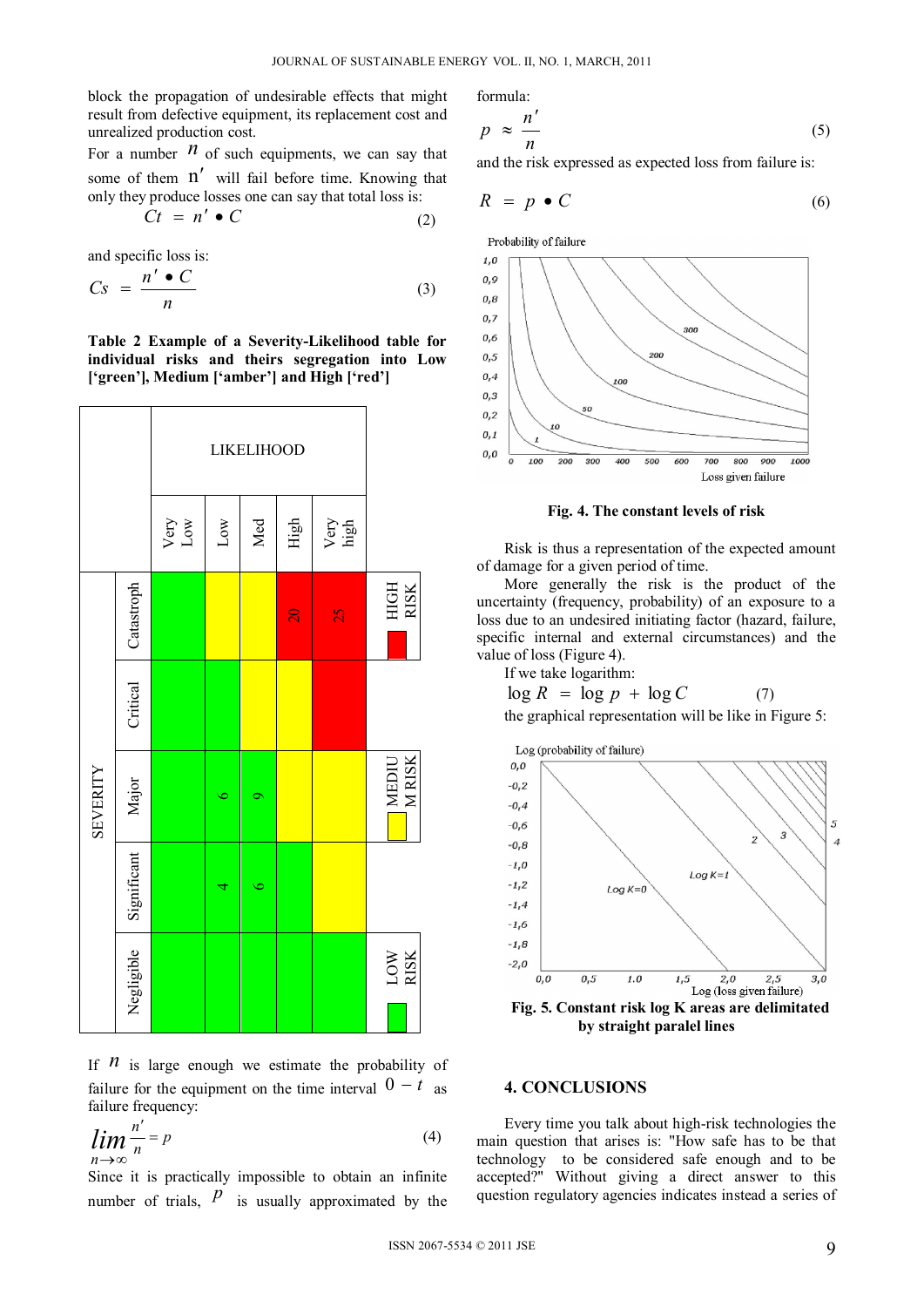block the propagation of undesirable effects that might result from defective equipment, its replacement cost and unrealized production cost.

For a number $n$ of such equipments, we can say that some of them $n'$ will fail before time. Knowing that only they produce losses one can say that total loss is:

$$Ct = n' \bullet C \tag{2}$$

and specific loss is:

$$Cs = \frac{n' \bullet C}{n} \tag{3}$$

**Table 2 Example of a Severity-Likelihood table for individual risks and theirs segregation into Low ['green'], Medium ['amber'] and High ['red']**

| SEVERITY | LIKELIHOOD: Very Low | Low | Med | High | Very high | |
|---|---|---|---|---|---|---|
| Catastroph | green | yellow | yellow | red (20) | red (25) | HIGH RISK (red) |
| Critical | green | green | yellow | yellow | red | |
| Major | green | green (6) | green (9) | yellow | yellow | MEDIUM RISK (yellow) |
| Significant | green | green (4) | green (6) | green | yellow | |
| Negligible | green | green | green | green | green | LOW RISK (green) |

If $n$ is large enough we estimate the probability of failure for the equipment on the time interval $0 - t$ as failure frequency:

$$\lim_{n \to \infty} \frac{n'}{n} = p \tag{4}$$

Since it is practically impossible to obtain an infinite number of trials, $p$ is usually approximated by the formula:

$$p \approx \frac{n'}{n} \tag{5}$$

and the risk expressed as expected loss from failure is:

$$R = p \bullet C \tag{6}$$

**Fig. 4. The constant levels of risk**

Risk is thus a representation of the expected amount of damage for a given period of time.

More generally the risk is the product of the uncertainty (frequency, probability) of an exposure to a loss due to an undesired initiating factor (hazard, failure, specific internal and external circumstances) and the value of loss (Figure 4).

If we take logarithm:

$$\log R = \log p + \log C \tag{7}$$

the graphical representation will be like in Figure 5:

**Fig. 5. Constant risk log K areas are delimitated by straight paralel lines**

## 4. CONCLUSIONS

Every time you talk about high-risk technologies the main question that arises is: "How safe has to be that technology to be considered safe enough and to be accepted?" Without giving a direct answer to this question regulatory agencies indicates instead a series of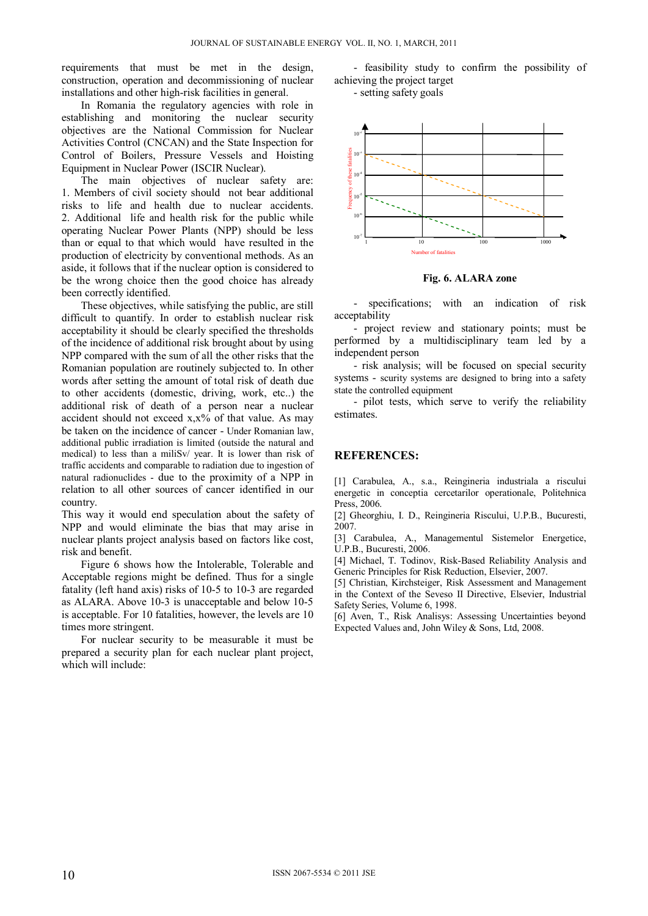requirements that must be met in the design, construction, operation and decommissioning of nuclear installations and other high-risk facilities in general.

In Romania the regulatory agencies with role in establishing and monitoring the nuclear security objectives are the National Commission for Nuclear Activities Control (CNCAN) and the State Inspection for Control of Boilers, Pressure Vessels and Hoisting Equipment in Nuclear Power (ISCIR Nuclear).

The main objectives of nuclear safety are: 1. Members of civil society should not bear additional risks to life and health due to nuclear accidents. 2. Additional life and health risk for the public while operating Nuclear Power Plants (NPP) should be less than or equal to that which would have resulted in the production of electricity by conventional methods. As an aside, it follows that if the nuclear option is considered to be the wrong choice then the good choice has already been correctly identified.

These objectives, while satisfying the public, are still difficult to quantify. In order to establish nuclear risk acceptability it should be clearly specified the thresholds of the incidence of additional risk brought about by using NPP compared with the sum of all the other risks that the Romanian population are routinely subjected to. In other words after setting the amount of total risk of death due to other accidents (domestic, driving, work, etc..) the additional risk of death of a person near a nuclear accident should not exceed x,x% of that value. As may be taken on the incidence of cancer - Under Romanian law, additional public irradiation is limited (outside the natural and medical) to less than a miliSv/ year. It is lower than risk of traffic accidents and comparable to radiation due to ingestion of natural radionuclides - due to the proximity of a NPP in relation to all other sources of cancer identified in our country.

This way it would end speculation about the safety of NPP and would eliminate the bias that may arise in nuclear plants project analysis based on factors like cost, risk and benefit.

Figure 6 shows how the Intolerable, Tolerable and Acceptable regions might be defined. Thus for a single fatality (left hand axis) risks of 10-5 to 10-3 are regarded as ALARA. Above 10-3 is unacceptable and below 10-5 is acceptable. For 10 fatalities, however, the levels are 10 times more stringent.

For nuclear security to be measurable it must be prepared a security plan for each nuclear plant project, which will include:

- feasibility study to confirm the possibility of achieving the project target
- setting safety goals

Frequency of these fatalities

$10^{-2}$
$10^{-3}$
$10^{-4}$
$10^{-5}$
$10^{-6}$
$10^{-7}$

1
10
100
1000

Number of fatalities

**Fig. 6. ALARA zone**

- specifications; with an indication of risk acceptability
- project review and stationary points; must be performed by a multidisciplinary team led by a independent person
- risk analysis; will be focused on special security systems - scurity systems are designed to bring into a safety state the controlled equipment
- pilot tests, which serve to verify the reliability estimates.

## REFERENCES:

[1] Carabulea, A., s.a., Reingineria industriala a riscului energetic in conceptia cercetarilor operationale, Politehnica Press, 2006.

[2] Gheorghiu, I. D., Reingineria Riscului, U.P.B., Bucuresti, 2007.

[3] Carabulea, A., Managementul Sistemelor Energetice, U.P.B., Bucuresti, 2006.

[4] Michael, T. Todinov, Risk-Based Reliability Analysis and Generic Principles for Risk Reduction, Elsevier, 2007.

[5] Christian, Kirchsteiger, Risk Assessment and Management in the Context of the Seveso II Directive, Elsevier, Industrial Safety Series, Volume 6, 1998.

[6] Aven, T., Risk Analisys: Assessing Uncertainties beyond Expected Values and, John Wiley & Sons, Ltd, 2008.